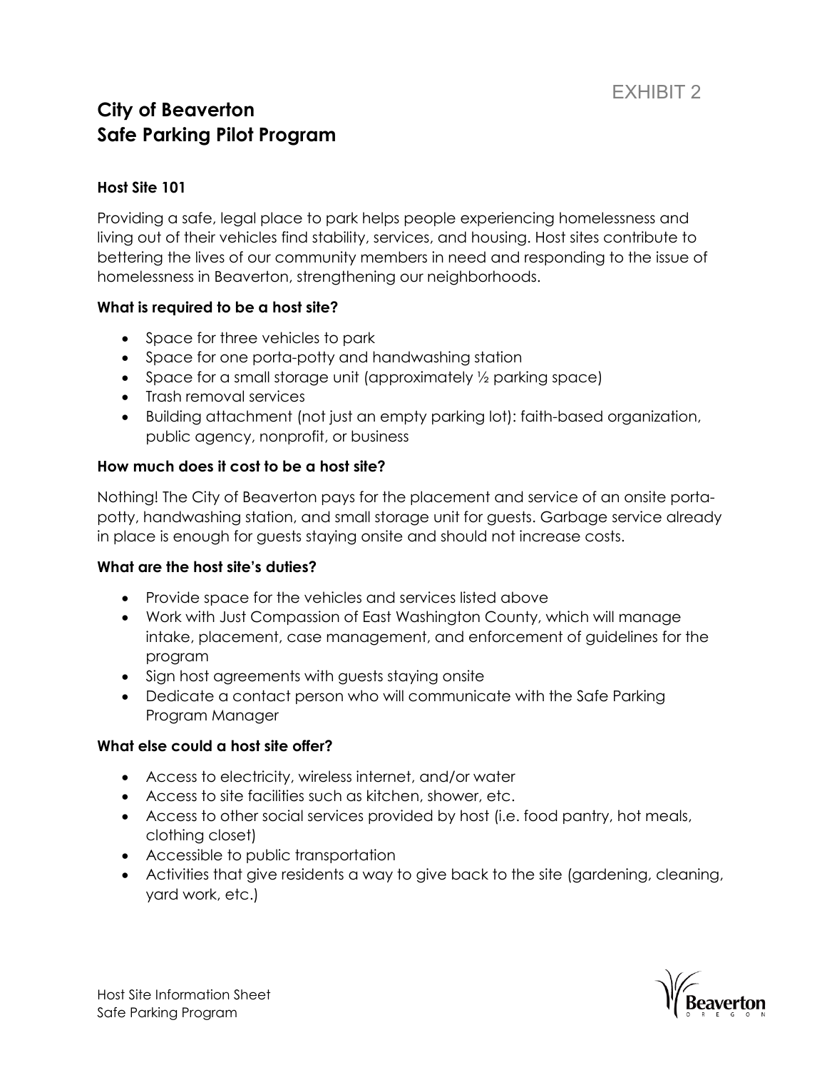EXHIBIT 2

# City of Beaverton
# Safe Parking Pilot Program

### Host Site 101

Providing a safe, legal place to park helps people experiencing homelessness and living out of their vehicles find stability, services, and housing. Host sites contribute to bettering the lives of our community members in need and responding to the issue of homelessness in Beaverton, strengthening our neighborhoods.

### What is required to be a host site?

- Space for three vehicles to park
- Space for one porta-potty and handwashing station
- Space for a small storage unit (approximately ½ parking space)
- Trash removal services
- Building attachment (not just an empty parking lot): faith-based organization, public agency, nonprofit, or business

### How much does it cost to be a host site?

Nothing! The City of Beaverton pays for the placement and service of an onsite porta-potty, handwashing station, and small storage unit for guests. Garbage service already in place is enough for guests staying onsite and should not increase costs.

### What are the host site's duties?

- Provide space for the vehicles and services listed above
- Work with Just Compassion of East Washington County, which will manage intake, placement, case management, and enforcement of guidelines for the program
- Sign host agreements with guests staying onsite
- Dedicate a contact person who will communicate with the Safe Parking Program Manager

### What else could a host site offer?

- Access to electricity, wireless internet, and/or water
- Access to site facilities such as kitchen, shower, etc.
- Access to other social services provided by host (i.e. food pantry, hot meals, clothing closet)
- Accessible to public transportation
- Activities that give residents a way to give back to the site (gardening, cleaning, yard work, etc.)

Host Site Information Sheet
Safe Parking Program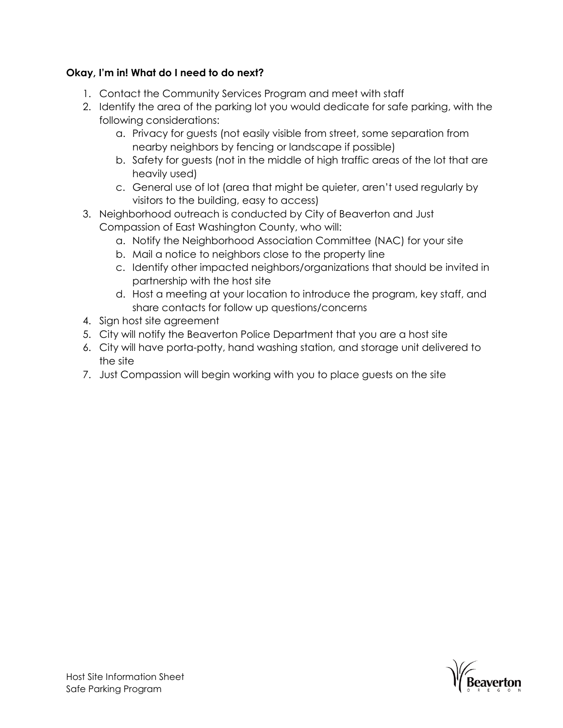**Okay, I'm in! What do I need to do next?**

1. Contact the Community Services Program and meet with staff
2. Identify the area of the parking lot you would dedicate for safe parking, with the following considerations:
    a. Privacy for guests (not easily visible from street, some separation from nearby neighbors by fencing or landscape if possible)
    b. Safety for guests (not in the middle of high traffic areas of the lot that are heavily used)
    c. General use of lot (area that might be quieter, aren't used regularly by visitors to the building, easy to access)
3. Neighborhood outreach is conducted by City of Beaverton and Just Compassion of East Washington County, who will:
    a. Notify the Neighborhood Association Committee (NAC) for your site
    b. Mail a notice to neighbors close to the property line
    c. Identify other impacted neighbors/organizations that should be invited in partnership with the host site
    d. Host a meeting at your location to introduce the program, key staff, and share contacts for follow up questions/concerns
4. Sign host site agreement
5. City will notify the Beaverton Police Department that you are a host site
6. City will have porta-potty, hand washing station, and storage unit delivered to the site
7. Just Compassion will begin working with you to place guests on the site